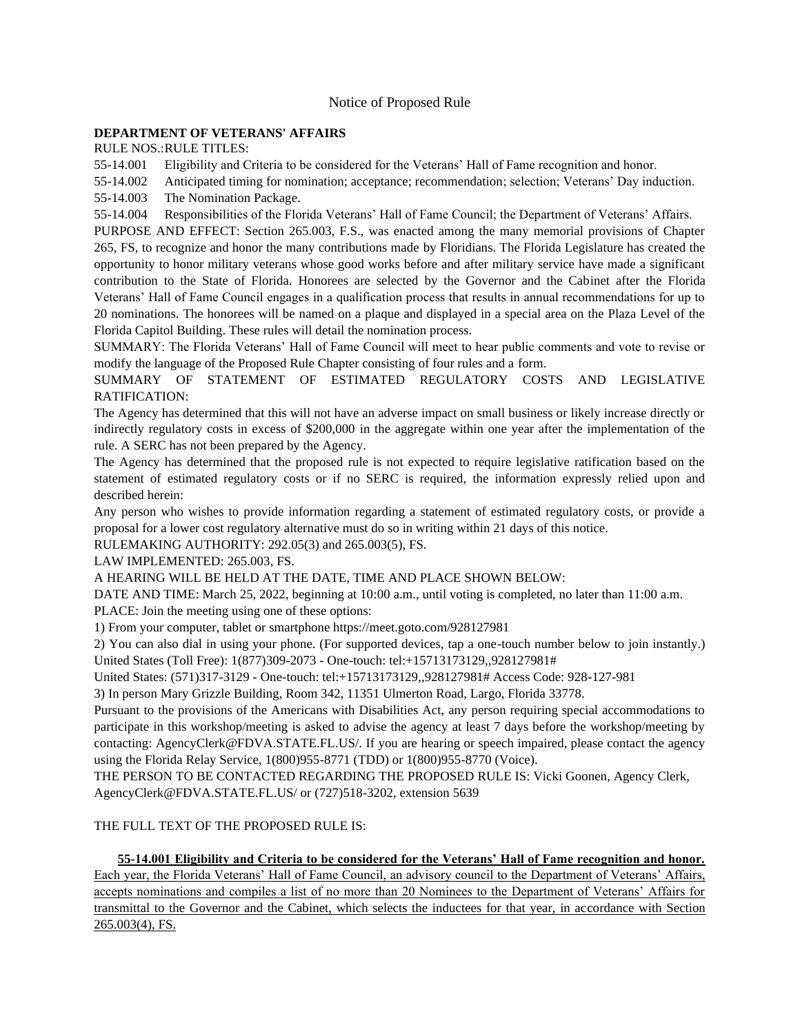Notice of Proposed Rule

**DEPARTMENT OF VETERANS' AFFAIRS**

RULE NOS.:RULE TITLES:

55-14.001 Eligibility and Criteria to be considered for the Veterans' Hall of Fame recognition and honor.

55-14.002 Anticipated timing for nomination; acceptance; recommendation; selection; Veterans' Day induction.

55-14.003 The Nomination Package.

55-14.004 Responsibilities of the Florida Veterans' Hall of Fame Council; the Department of Veterans' Affairs.

PURPOSE AND EFFECT: Section 265.003, F.S., was enacted among the many memorial provisions of Chapter 265, FS, to recognize and honor the many contributions made by Floridians. The Florida Legislature has created the opportunity to honor military veterans whose good works before and after military service have made a significant contribution to the State of Florida. Honorees are selected by the Governor and the Cabinet after the Florida Veterans' Hall of Fame Council engages in a qualification process that results in annual recommendations for up to 20 nominations. The honorees will be named on a plaque and displayed in a special area on the Plaza Level of the Florida Capitol Building. These rules will detail the nomination process.

SUMMARY: The Florida Veterans' Hall of Fame Council will meet to hear public comments and vote to revise or modify the language of the Proposed Rule Chapter consisting of four rules and a form.

SUMMARY OF STATEMENT OF ESTIMATED REGULATORY COSTS AND LEGISLATIVE RATIFICATION:

The Agency has determined that this will not have an adverse impact on small business or likely increase directly or indirectly regulatory costs in excess of $200,000 in the aggregate within one year after the implementation of the rule. A SERC has not been prepared by the Agency.

The Agency has determined that the proposed rule is not expected to require legislative ratification based on the statement of estimated regulatory costs or if no SERC is required, the information expressly relied upon and described herein:

Any person who wishes to provide information regarding a statement of estimated regulatory costs, or provide a proposal for a lower cost regulatory alternative must do so in writing within 21 days of this notice.

RULEMAKING AUTHORITY: 292.05(3) and 265.003(5), FS.

LAW IMPLEMENTED: 265.003, FS.

A HEARING WILL BE HELD AT THE DATE, TIME AND PLACE SHOWN BELOW:

DATE AND TIME: March 25, 2022, beginning at 10:00 a.m., until voting is completed, no later than 11:00 a.m.

PLACE: Join the meeting using one of these options:

1) From your computer, tablet or smartphone https://meet.goto.com/928127981

2) You can also dial in using your phone. (For supported devices, tap a one-touch number below to join instantly.) United States (Toll Free): 1(877)309-2073 - One-touch: tel:+15713173129,,928127981#

United States: (571)317-3129 - One-touch: tel:+15713173129,,928127981# Access Code: 928-127-981

3) In person Mary Grizzle Building, Room 342, 11351 Ulmerton Road, Largo, Florida 33778.

Pursuant to the provisions of the Americans with Disabilities Act, any person requiring special accommodations to participate in this workshop/meeting is asked to advise the agency at least 7 days before the workshop/meeting by contacting: AgencyClerk@FDVA.STATE.FL.US/. If you are hearing or speech impaired, please contact the agency using the Florida Relay Service, 1(800)955-8771 (TDD) or 1(800)955-8770 (Voice).

THE PERSON TO BE CONTACTED REGARDING THE PROPOSED RULE IS: Vicki Goonen, Agency Clerk, AgencyClerk@FDVA.STATE.FL.US/ or (727)518-3202, extension 5639

THE FULL TEXT OF THE PROPOSED RULE IS:

**55-14.001 Eligibility and Criteria to be considered for the Veterans' Hall of Fame recognition and honor.**

Each year, the Florida Veterans' Hall of Fame Council, an advisory council to the Department of Veterans' Affairs, accepts nominations and compiles a list of no more than 20 Nominees to the Department of Veterans' Affairs for transmittal to the Governor and the Cabinet, which selects the inductees for that year, in accordance with Section 265.003(4), FS.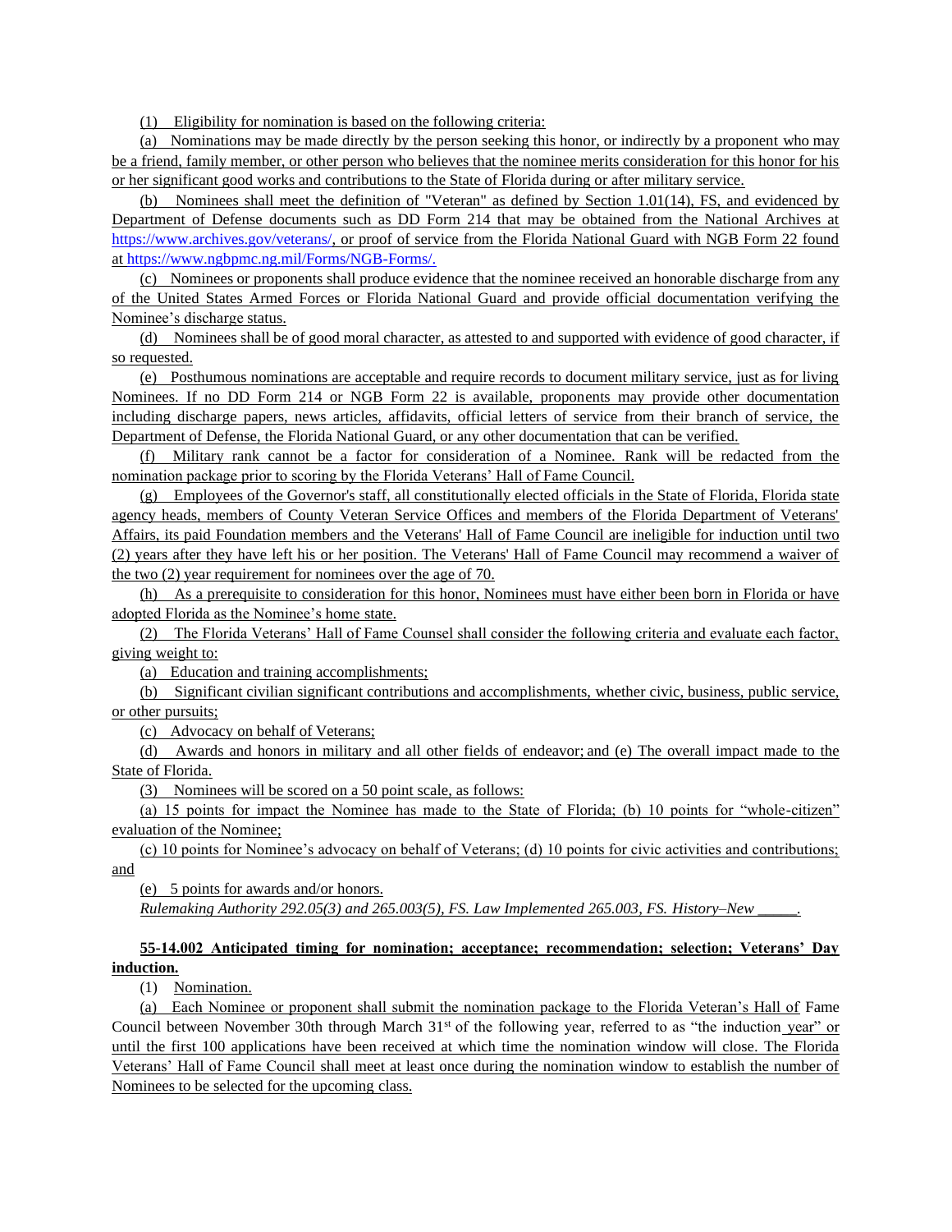(1) Eligibility for nomination is based on the following criteria:

(a) Nominations may be made directly by the person seeking this honor, or indirectly by a proponent who may be a friend, family member, or other person who believes that the nominee merits consideration for this honor for his or her significant good works and contributions to the State of Florida during or after military service.

(b) Nominees shall meet the definition of "Veteran" as defined by Section 1.01(14), FS, and evidenced by Department of Defense documents such as DD Form 214 that may be obtained from the National Archives at https://www.archives.gov/veterans/, or proof of service from the Florida National Guard with NGB Form 22 found at https://www.ngbpmc.ng.mil/Forms/NGB-Forms/.

(c) Nominees or proponents shall produce evidence that the nominee received an honorable discharge from any of the United States Armed Forces or Florida National Guard and provide official documentation verifying the Nominee's discharge status.

(d) Nominees shall be of good moral character, as attested to and supported with evidence of good character, if so requested.

(e) Posthumous nominations are acceptable and require records to document military service, just as for living Nominees. If no DD Form 214 or NGB Form 22 is available, proponents may provide other documentation including discharge papers, news articles, affidavits, official letters of service from their branch of service, the Department of Defense, the Florida National Guard, or any other documentation that can be verified.

(f) Military rank cannot be a factor for consideration of a Nominee. Rank will be redacted from the nomination package prior to scoring by the Florida Veterans' Hall of Fame Council.

(g) Employees of the Governor's staff, all constitutionally elected officials in the State of Florida, Florida state agency heads, members of County Veteran Service Offices and members of the Florida Department of Veterans' Affairs, its paid Foundation members and the Veterans' Hall of Fame Council are ineligible for induction until two (2) years after they have left his or her position. The Veterans' Hall of Fame Council may recommend a waiver of the two (2) year requirement for nominees over the age of 70.

(h) As a prerequisite to consideration for this honor, Nominees must have either been born in Florida or have adopted Florida as the Nominee's home state.

(2) The Florida Veterans' Hall of Fame Counsel shall consider the following criteria and evaluate each factor, giving weight to:

(a) Education and training accomplishments;

(b) Significant civilian significant contributions and accomplishments, whether civic, business, public service, or other pursuits;

(c) Advocacy on behalf of Veterans;

(d) Awards and honors in military and all other fields of endeavor; and (e) The overall impact made to the State of Florida.

(3) Nominees will be scored on a 50 point scale, as follows:

(a) 15 points for impact the Nominee has made to the State of Florida; (b) 10 points for "whole-citizen" evaluation of the Nominee;

(c) 10 points for Nominee's advocacy on behalf of Veterans; (d) 10 points for civic activities and contributions; and

(e) 5 points for awards and/or honors.

*Rulemaking Authority 292.05(3) and 265.003(5), FS. Law Implemented 265.003, FS. History–New _____.*

**55-14.002 Anticipated timing for nomination; acceptance; recommendation; selection; Veterans' Day induction.**

(1) Nomination.

(a) Each Nominee or proponent shall submit the nomination package to the Florida Veteran's Hall of Fame Council between November 30th through March 31st of the following year, referred to as "the induction year" or until the first 100 applications have been received at which time the nomination window will close. The Florida Veterans' Hall of Fame Council shall meet at least once during the nomination window to establish the number of Nominees to be selected for the upcoming class.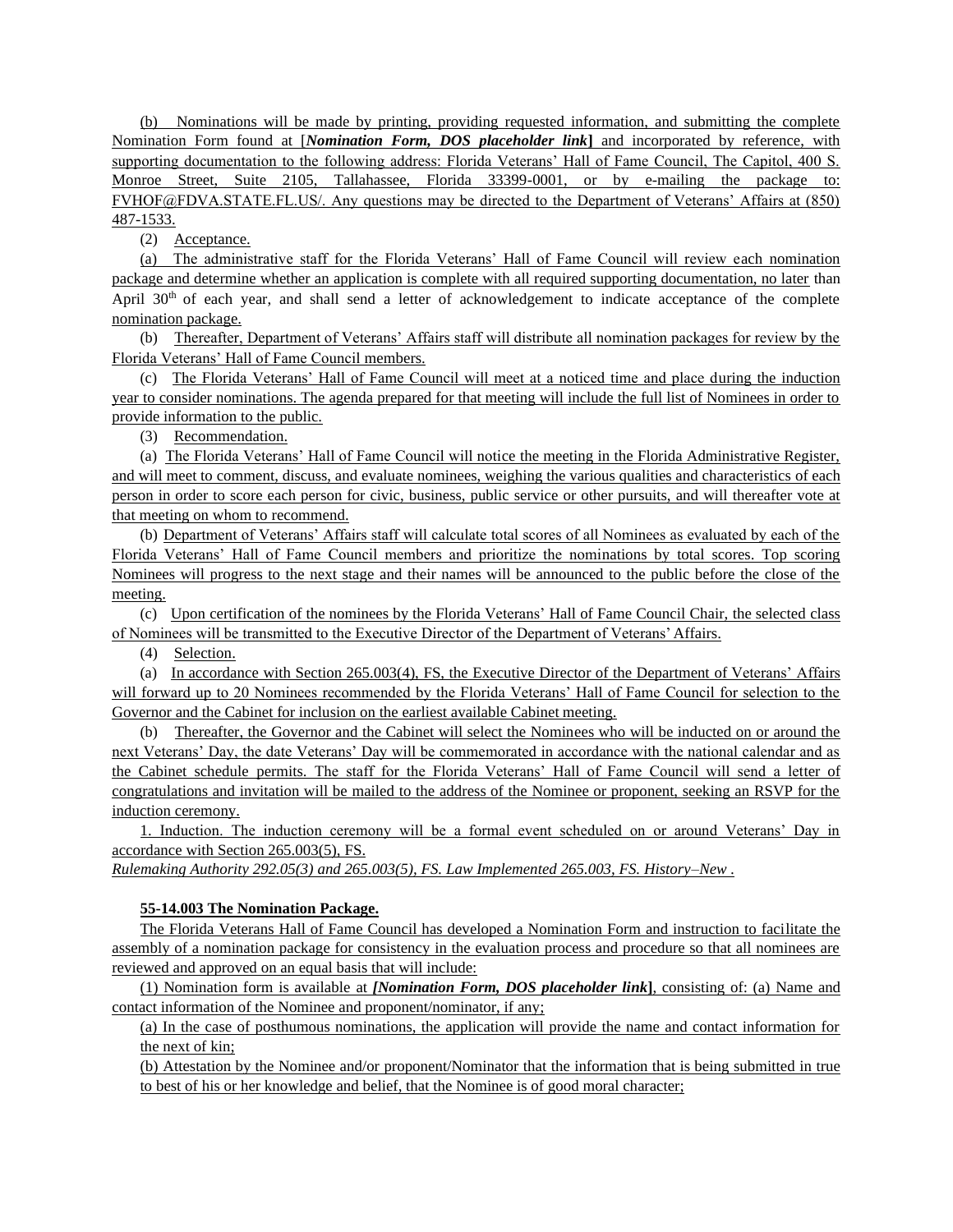(b) Nominations will be made by printing, providing requested information, and submitting the complete Nomination Form found at [***Nomination Form, DOS placeholder link***] and incorporated by reference, with supporting documentation to the following address: Florida Veterans' Hall of Fame Council, The Capitol, 400 S. Monroe Street, Suite 2105, Tallahassee, Florida 33399-0001, or by e-mailing the package to: FVHOF@FDVA.STATE.FL.US/. Any questions may be directed to the Department of Veterans' Affairs at (850) 487-1533.

(2) Acceptance.

(a) The administrative staff for the Florida Veterans' Hall of Fame Council will review each nomination package and determine whether an application is complete with all required supporting documentation, no later than April 30th of each year, and shall send a letter of acknowledgement to indicate acceptance of the complete nomination package.

(b) Thereafter, Department of Veterans' Affairs staff will distribute all nomination packages for review by the Florida Veterans' Hall of Fame Council members.

(c) The Florida Veterans' Hall of Fame Council will meet at a noticed time and place during the induction year to consider nominations. The agenda prepared for that meeting will include the full list of Nominees in order to provide information to the public.

(3) Recommendation.

(a) The Florida Veterans' Hall of Fame Council will notice the meeting in the Florida Administrative Register, and will meet to comment, discuss, and evaluate nominees, weighing the various qualities and characteristics of each person in order to score each person for civic, business, public service or other pursuits, and will thereafter vote at that meeting on whom to recommend.

(b) Department of Veterans' Affairs staff will calculate total scores of all Nominees as evaluated by each of the Florida Veterans' Hall of Fame Council members and prioritize the nominations by total scores. Top scoring Nominees will progress to the next stage and their names will be announced to the public before the close of the meeting.

(c) Upon certification of the nominees by the Florida Veterans' Hall of Fame Council Chair, the selected class of Nominees will be transmitted to the Executive Director of the Department of Veterans' Affairs.

(4) Selection.

(a) In accordance with Section 265.003(4), FS, the Executive Director of the Department of Veterans' Affairs will forward up to 20 Nominees recommended by the Florida Veterans' Hall of Fame Council for selection to the Governor and the Cabinet for inclusion on the earliest available Cabinet meeting.

(b) Thereafter, the Governor and the Cabinet will select the Nominees who will be inducted on or around the next Veterans' Day, the date Veterans' Day will be commemorated in accordance with the national calendar and as the Cabinet schedule permits. The staff for the Florida Veterans' Hall of Fame Council will send a letter of congratulations and invitation will be mailed to the address of the Nominee or proponent, seeking an RSVP for the induction ceremony.

1. Induction. The induction ceremony will be a formal event scheduled on or around Veterans' Day in accordance with Section 265.003(5), FS.

*Rulemaking Authority 292.05(3) and 265.003(5), FS. Law Implemented 265.003, FS. History–New .*

**55-14.003 The Nomination Package.**

The Florida Veterans Hall of Fame Council has developed a Nomination Form and instruction to facilitate the assembly of a nomination package for consistency in the evaluation process and procedure so that all nominees are reviewed and approved on an equal basis that will include:

(1) Nomination form is available at ***[Nomination Form, DOS placeholder link]***, consisting of: (a) Name and contact information of the Nominee and proponent/nominator, if any;

(a) In the case of posthumous nominations, the application will provide the name and contact information for the next of kin;

(b) Attestation by the Nominee and/or proponent/Nominator that the information that is being submitted in true to best of his or her knowledge and belief, that the Nominee is of good moral character;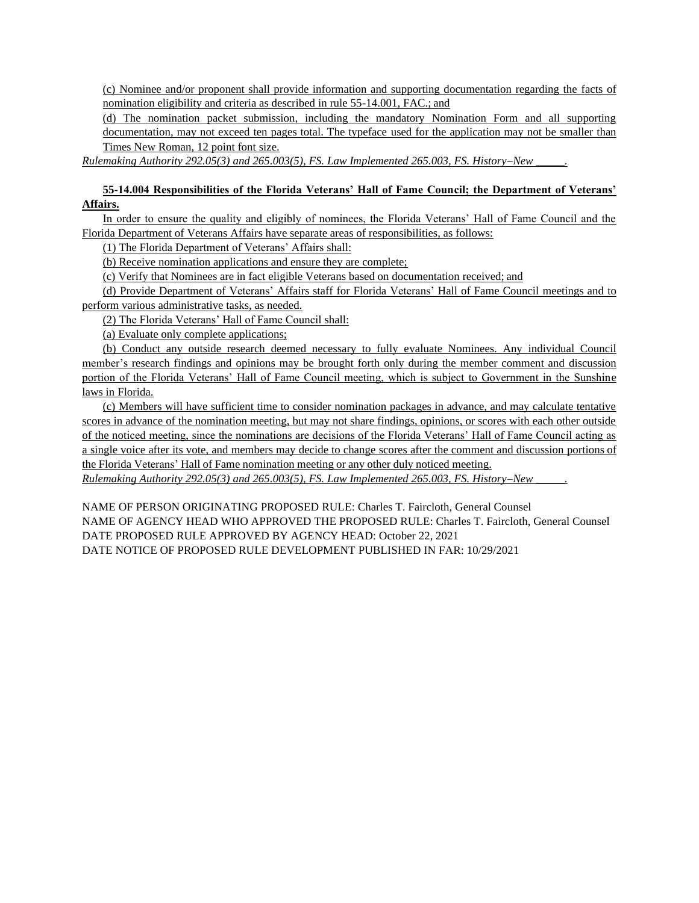(c) Nominee and/or proponent shall provide information and supporting documentation regarding the facts of nomination eligibility and criteria as described in rule 55-14.001, FAC.; and

(d) The nomination packet submission, including the mandatory Nomination Form and all supporting documentation, may not exceed ten pages total. The typeface used for the application may not be smaller than Times New Roman, 12 point font size.

*Rulemaking Authority 292.05(3) and 265.003(5), FS. Law Implemented 265.003, FS. History–New _____.*

**55-14.004 Responsibilities of the Florida Veterans' Hall of Fame Council; the Department of Veterans' Affairs.**

In order to ensure the quality and eligibly of nominees, the Florida Veterans' Hall of Fame Council and the Florida Department of Veterans Affairs have separate areas of responsibilities, as follows:

(1) The Florida Department of Veterans' Affairs shall:

(b) Receive nomination applications and ensure they are complete;

(c) Verify that Nominees are in fact eligible Veterans based on documentation received; and

(d) Provide Department of Veterans' Affairs staff for Florida Veterans' Hall of Fame Council meetings and to perform various administrative tasks, as needed.

(2) The Florida Veterans' Hall of Fame Council shall:

(a) Evaluate only complete applications;

(b) Conduct any outside research deemed necessary to fully evaluate Nominees. Any individual Council member's research findings and opinions may be brought forth only during the member comment and discussion portion of the Florida Veterans' Hall of Fame Council meeting, which is subject to Government in the Sunshine laws in Florida.

(c) Members will have sufficient time to consider nomination packages in advance, and may calculate tentative scores in advance of the nomination meeting, but may not share findings, opinions, or scores with each other outside of the noticed meeting, since the nominations are decisions of the Florida Veterans' Hall of Fame Council acting as a single voice after its vote, and members may decide to change scores after the comment and discussion portions of the Florida Veterans' Hall of Fame nomination meeting or any other duly noticed meeting.

*Rulemaking Authority 292.05(3) and 265.003(5), FS. Law Implemented 265.003, FS. History–New _____.*

NAME OF PERSON ORIGINATING PROPOSED RULE: Charles T. Faircloth, General Counsel
NAME OF AGENCY HEAD WHO APPROVED THE PROPOSED RULE: Charles T. Faircloth, General Counsel
DATE PROPOSED RULE APPROVED BY AGENCY HEAD: October 22, 2021
DATE NOTICE OF PROPOSED RULE DEVELOPMENT PUBLISHED IN FAR: 10/29/2021